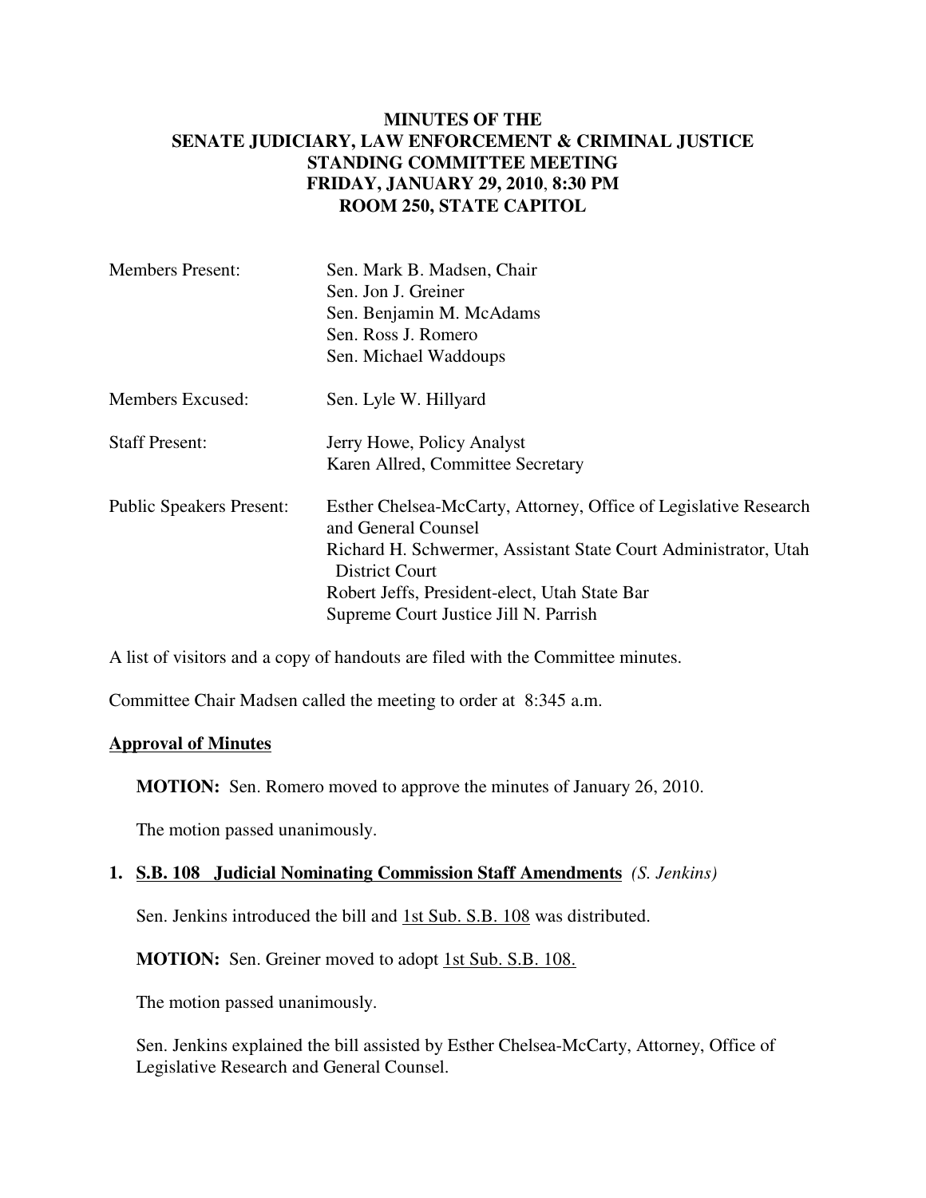# MINUTES OF THE SENATE JUDICIARY, LAW ENFORCEMENT & CRIMINAL JUSTICE STANDING COMMITTEE MEETING
## FRIDAY, JANUARY 29, 2010, 8:30 PM
## ROOM 250, STATE CAPITOL

| | |
|---|---|
| Members Present: | Sen. Mark B. Madsen, Chair<br>Sen. Jon J. Greiner<br>Sen. Benjamin M. McAdams<br>Sen. Ross J. Romero<br>Sen. Michael Waddoups |
| Members Excused: | Sen. Lyle W. Hillyard |
| Staff Present: | Jerry Howe, Policy Analyst<br>Karen Allred, Committee Secretary |
| Public Speakers Present: | Esther Chelsea-McCarty, Attorney, Office of Legislative Research and General Counsel<br>Richard H. Schwermer, Assistant State Court Administrator, Utah District Court<br>Robert Jeffs, President-elect, Utah State Bar<br>Supreme Court Justice Jill N. Parrish |

A list of visitors and a copy of handouts are filed with the Committee minutes.

Committee Chair Madsen called the meeting to order at 8:345 a.m.

**Approval of Minutes**

**MOTION:** Sen. Romero moved to approve the minutes of January 26, 2010.

The motion passed unanimously.

**1. S.B. 108 Judicial Nominating Commission Staff Amendments** *(S. Jenkins)*

Sen. Jenkins introduced the bill and 1st Sub. S.B. 108 was distributed.

**MOTION:** Sen. Greiner moved to adopt 1st Sub. S.B. 108.

The motion passed unanimously.

Sen. Jenkins explained the bill assisted by Esther Chelsea-McCarty, Attorney, Office of Legislative Research and General Counsel.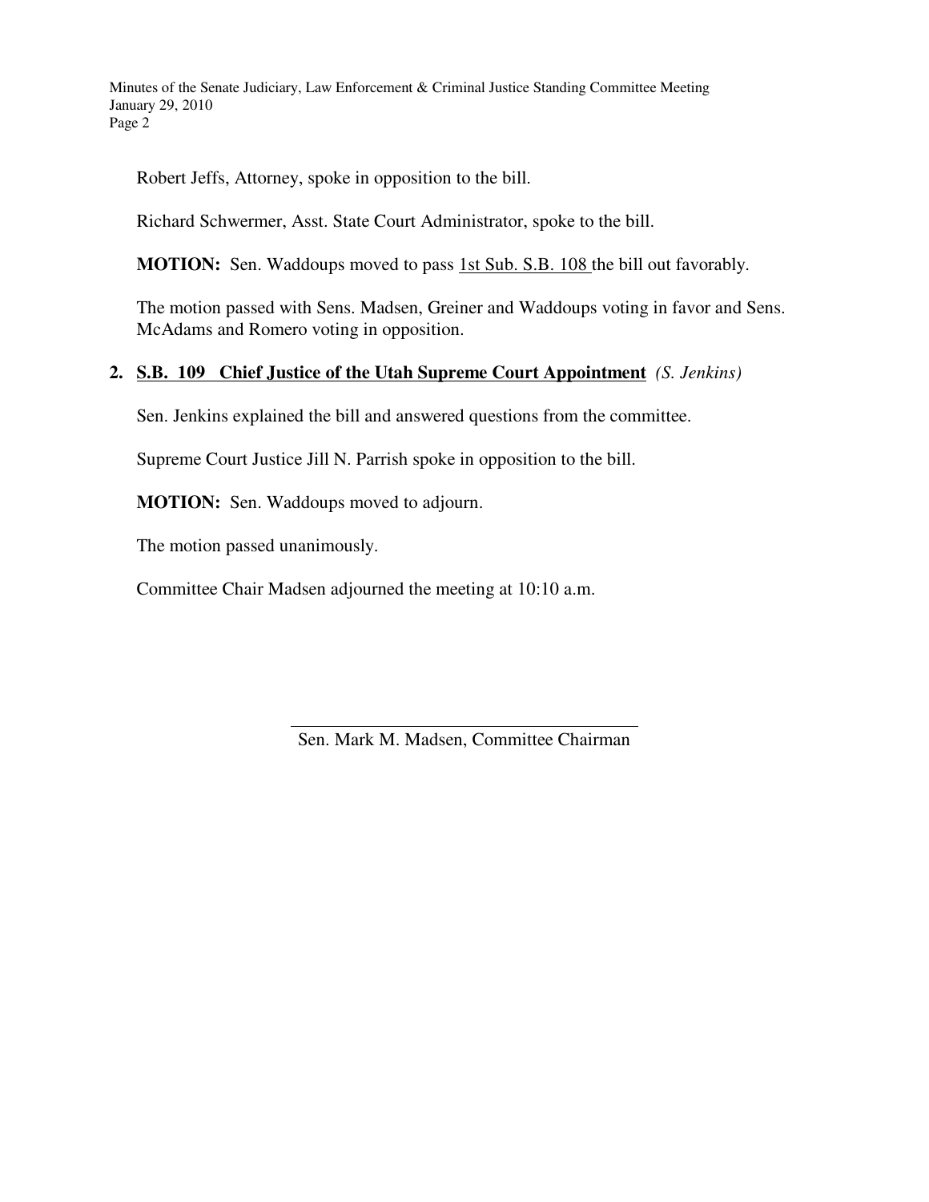Robert Jeffs, Attorney, spoke in opposition to the bill.

Richard Schwermer, Asst. State Court Administrator, spoke to the bill.

**MOTION:** Sen. Waddoups moved to pass 1st Sub. S.B. 108 the bill out favorably.

The motion passed with Sens. Madsen, Greiner and Waddoups voting in favor and Sens. McAdams and Romero voting in opposition.

**2. S.B. 109 Chief Justice of the Utah Supreme Court Appointment** *(S. Jenkins)*

Sen. Jenkins explained the bill and answered questions from the committee.

Supreme Court Justice Jill N. Parrish spoke in opposition to the bill.

**MOTION:** Sen. Waddoups moved to adjourn.

The motion passed unanimously.

Committee Chair Madsen adjourned the meeting at 10:10 a.m.

Sen. Mark M. Madsen, Committee Chairman